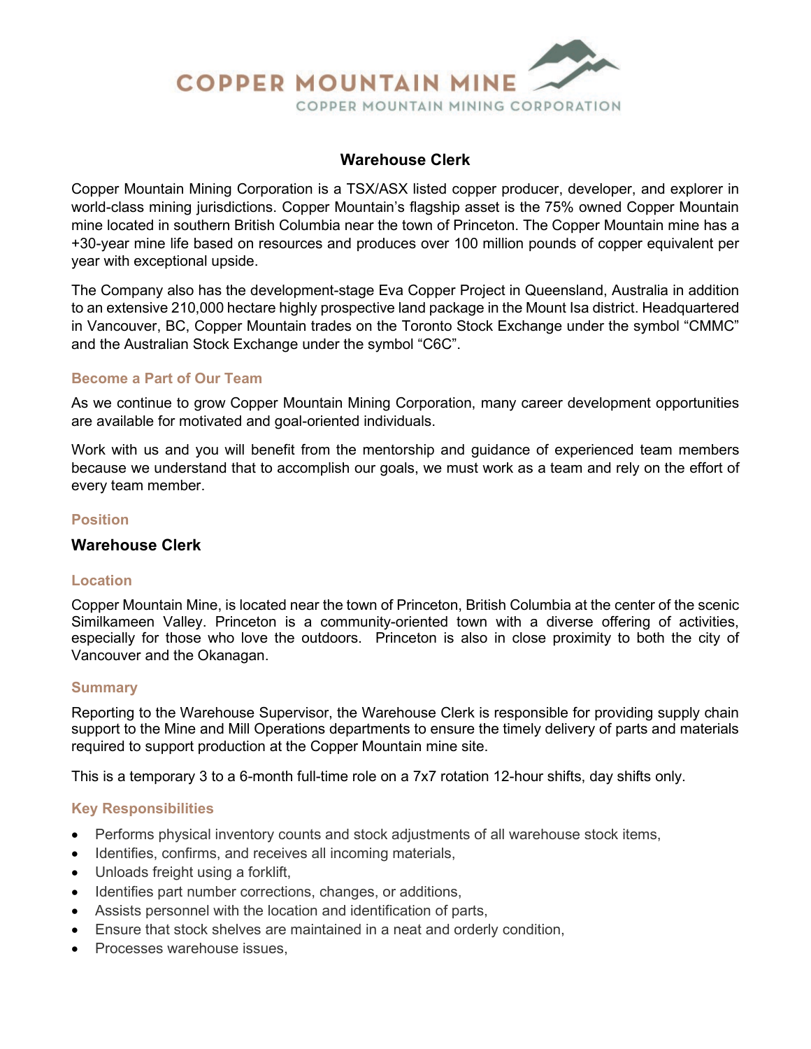# COPPER MOUNTAIN MINE

COPPER MOUNTAIN MINING CORPORATION

## Warehouse Clerk

Copper Mountain Mining Corporation is a TSX/ASX listed copper producer, developer, and explorer in world-class mining jurisdictions. Copper Mountain's flagship asset is the 75% owned Copper Mountain mine located in southern British Columbia near the town of Princeton. The Copper Mountain mine has a +30-year mine life based on resources and produces over 100 million pounds of copper equivalent per year with exceptional upside.

The Company also has the development-stage Eva Copper Project in Queensland, Australia in addition to an extensive 210,000 hectare highly prospective land package in the Mount Isa district. Headquartered in Vancouver, BC, Copper Mountain trades on the Toronto Stock Exchange under the symbol "CMMC" and the Australian Stock Exchange under the symbol "C6C".

### Become a Part of Our Team

As we continue to grow Copper Mountain Mining Corporation, many career development opportunities are available for motivated and goal-oriented individuals.

Work with us and you will benefit from the mentorship and guidance of experienced team members because we understand that to accomplish our goals, we must work as a team and rely on the effort of every team member.

### Position

**Warehouse Clerk**

### Location

Copper Mountain Mine, is located near the town of Princeton, British Columbia at the center of the scenic Similkameen Valley. Princeton is a community-oriented town with a diverse offering of activities, especially for those who love the outdoors. Princeton is also in close proximity to both the city of Vancouver and the Okanagan.

### Summary

Reporting to the Warehouse Supervisor, the Warehouse Clerk is responsible for providing supply chain support to the Mine and Mill Operations departments to ensure the timely delivery of parts and materials required to support production at the Copper Mountain mine site.

This is a temporary 3 to a 6-month full-time role on a 7x7 rotation 12-hour shifts, day shifts only.

### Key Responsibilities

- Performs physical inventory counts and stock adjustments of all warehouse stock items,
- Identifies, confirms, and receives all incoming materials,
- Unloads freight using a forklift,
- Identifies part number corrections, changes, or additions,
- Assists personnel with the location and identification of parts,
- Ensure that stock shelves are maintained in a neat and orderly condition,
- Processes warehouse issues,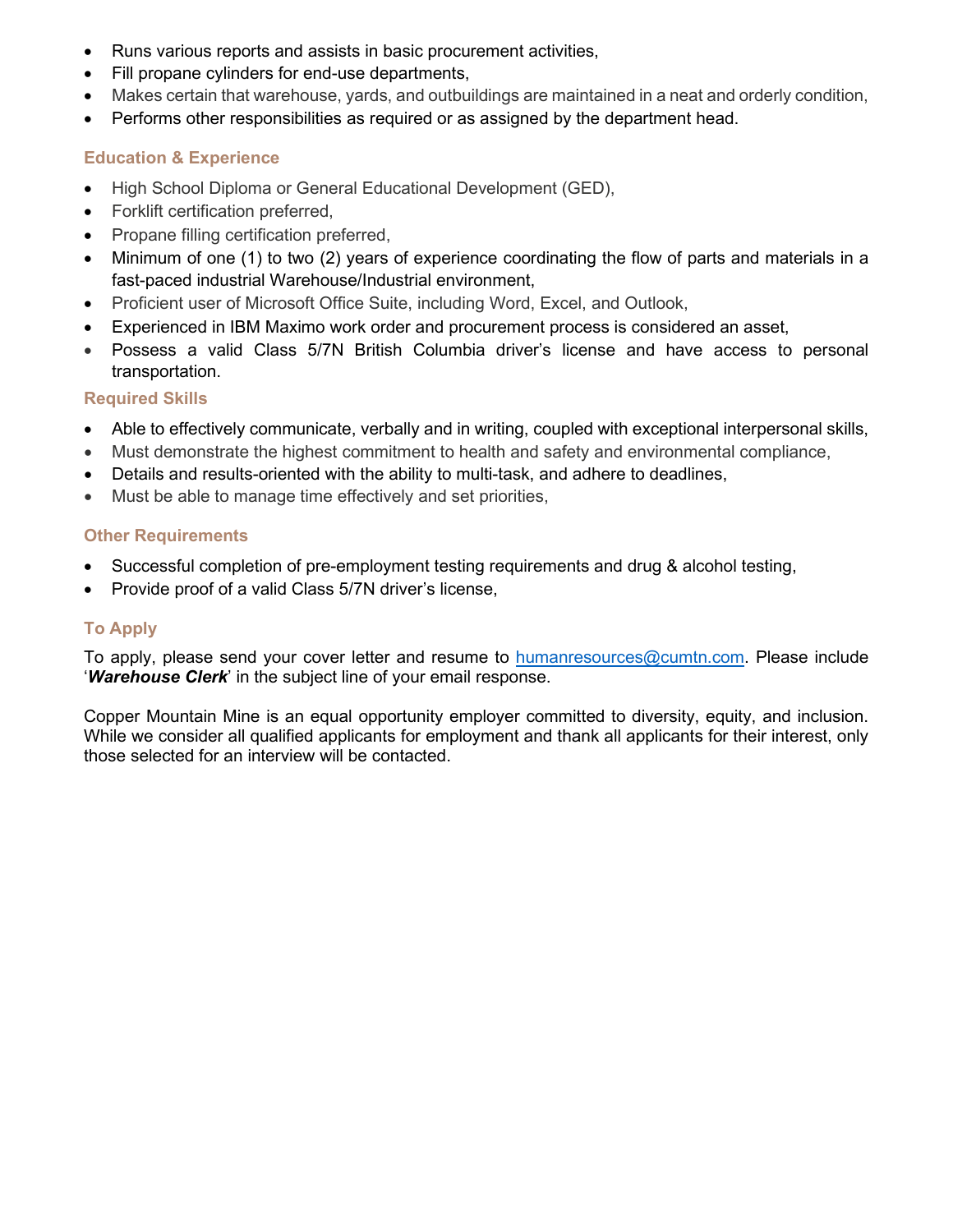- Runs various reports and assists in basic procurement activities,
- Fill propane cylinders for end-use departments,
- Makes certain that warehouse, yards, and outbuildings are maintained in a neat and orderly condition,
- Performs other responsibilities as required or as assigned by the department head.

### Education & Experience

- High School Diploma or General Educational Development (GED),
- Forklift certification preferred,
- Propane filling certification preferred,
- Minimum of one (1) to two (2) years of experience coordinating the flow of parts and materials in a fast-paced industrial Warehouse/Industrial environment,
- Proficient user of Microsoft Office Suite, including Word, Excel, and Outlook,
- Experienced in IBM Maximo work order and procurement process is considered an asset,
- Possess a valid Class 5/7N British Columbia driver's license and have access to personal transportation.

### Required Skills

- Able to effectively communicate, verbally and in writing, coupled with exceptional interpersonal skills,
- Must demonstrate the highest commitment to health and safety and environmental compliance,
- Details and results-oriented with the ability to multi-task, and adhere to deadlines,
- Must be able to manage time effectively and set priorities,

### Other Requirements

- Successful completion of pre-employment testing requirements and drug & alcohol testing,
- Provide proof of a valid Class 5/7N driver's license,

### To Apply

To apply, please send your cover letter and resume to humanresources@cumtn.com. Please include '***Warehouse Clerk***' in the subject line of your email response.

Copper Mountain Mine is an equal opportunity employer committed to diversity, equity, and inclusion. While we consider all qualified applicants for employment and thank all applicants for their interest, only those selected for an interview will be contacted.